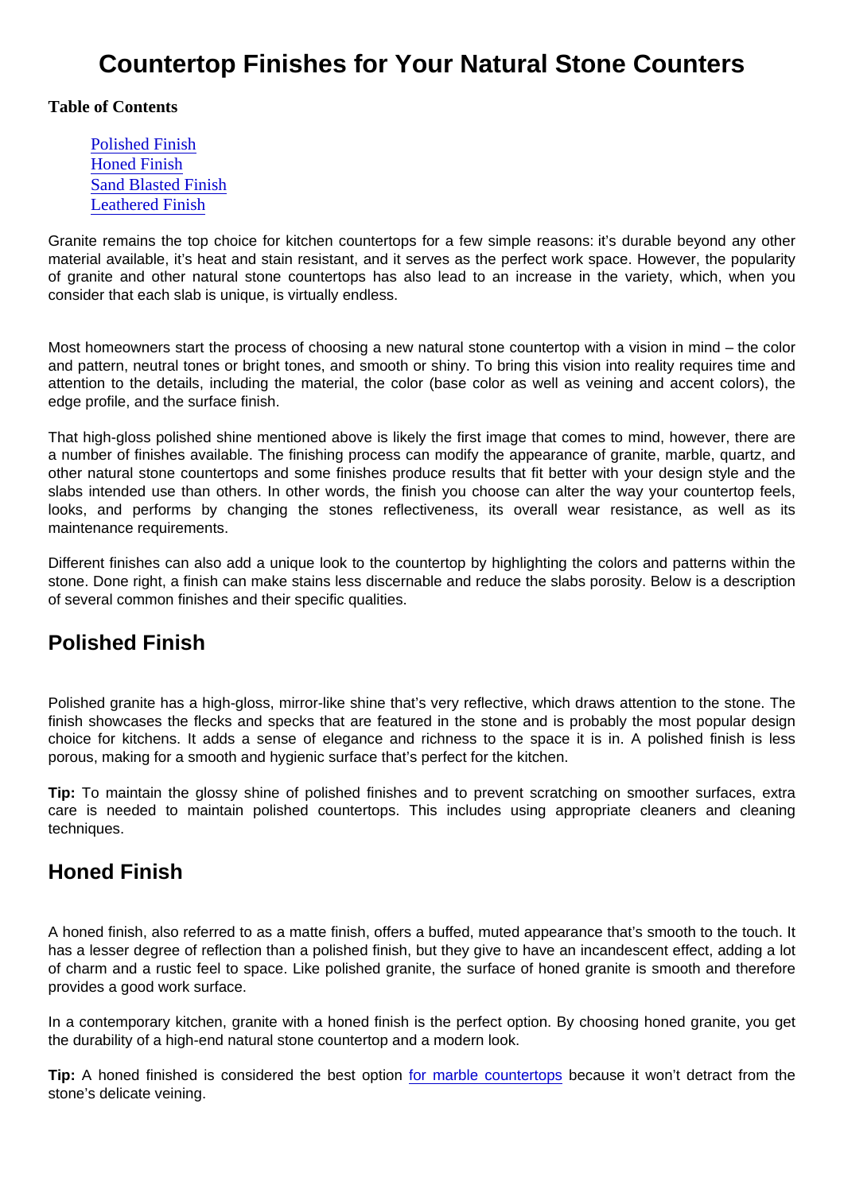# Countertop Finishes for Your Natural Stone Counters

**Table of Contents**

- [Polished Finish](#polished-finish)
- [Honed Finish](#honed-finish)
- [Sand Blasted Finish](#sand-blasted-finish)
- [Leathered Finish](#leathered-finish)

Granite remains the top choice for kitchen countertops for a few simple reasons: it's durable beyond any other material available, it's heat and stain resistant, and it serves as the perfect work space. However, the popularity of granite and other natural stone countertops has also lead to an increase in the variety, which, when you consider that each slab is unique, is virtually endless.

Most homeowners start the process of choosing a new natural stone countertop with a vision in mind – the color and pattern, neutral tones or bright tones, and smooth or shiny. To bring this vision into reality requires time and attention to the details, including the material, the color (base color as well as veining and accent colors), the edge profile, and the surface finish.

That high-gloss polished shine mentioned above is likely the first image that comes to mind, however, there are a number of finishes available. The finishing process can modify the appearance of granite, marble, quartz, and other natural stone countertops and some finishes produce results that fit better with your design style and the slabs intended use than others. In other words, the finish you choose can alter the way your countertop feels, looks, and performs by changing the stones reflectiveness, its overall wear resistance, as well as its maintenance requirements.

Different finishes can also add a unique look to the countertop by highlighting the colors and patterns within the stone. Done right, a finish can make stains less discernable and reduce the slabs porosity. Below is a description of several common finishes and their specific qualities.

## Polished Finish

Polished granite has a high-gloss, mirror-like shine that's very reflective, which draws attention to the stone. The finish showcases the flecks and specks that are featured in the stone and is probably the most popular design choice for kitchens. It adds a sense of elegance and richness to the space it is in. A polished finish is less porous, making for a smooth and hygienic surface that's perfect for the kitchen.

**Tip:** To maintain the glossy shine of polished finishes and to prevent scratching on smoother surfaces, extra care is needed to maintain polished countertops. This includes using appropriate cleaners and cleaning techniques.

## Honed Finish

A honed finish, also referred to as a matte finish, offers a buffed, muted appearance that's smooth to the touch. It has a lesser degree of reflection than a polished finish, but they give to have an incandescent effect, adding a lot of charm and a rustic feel to space. Like polished granite, the surface of honed granite is smooth and therefore provides a good work surface.

In a contemporary kitchen, granite with a honed finish is the perfect option. By choosing honed granite, you get the durability of a high-end natural stone countertop and a modern look.

**Tip:** A honed finished is considered the best option [for marble countertops]() because it won't detract from the stone's delicate veining.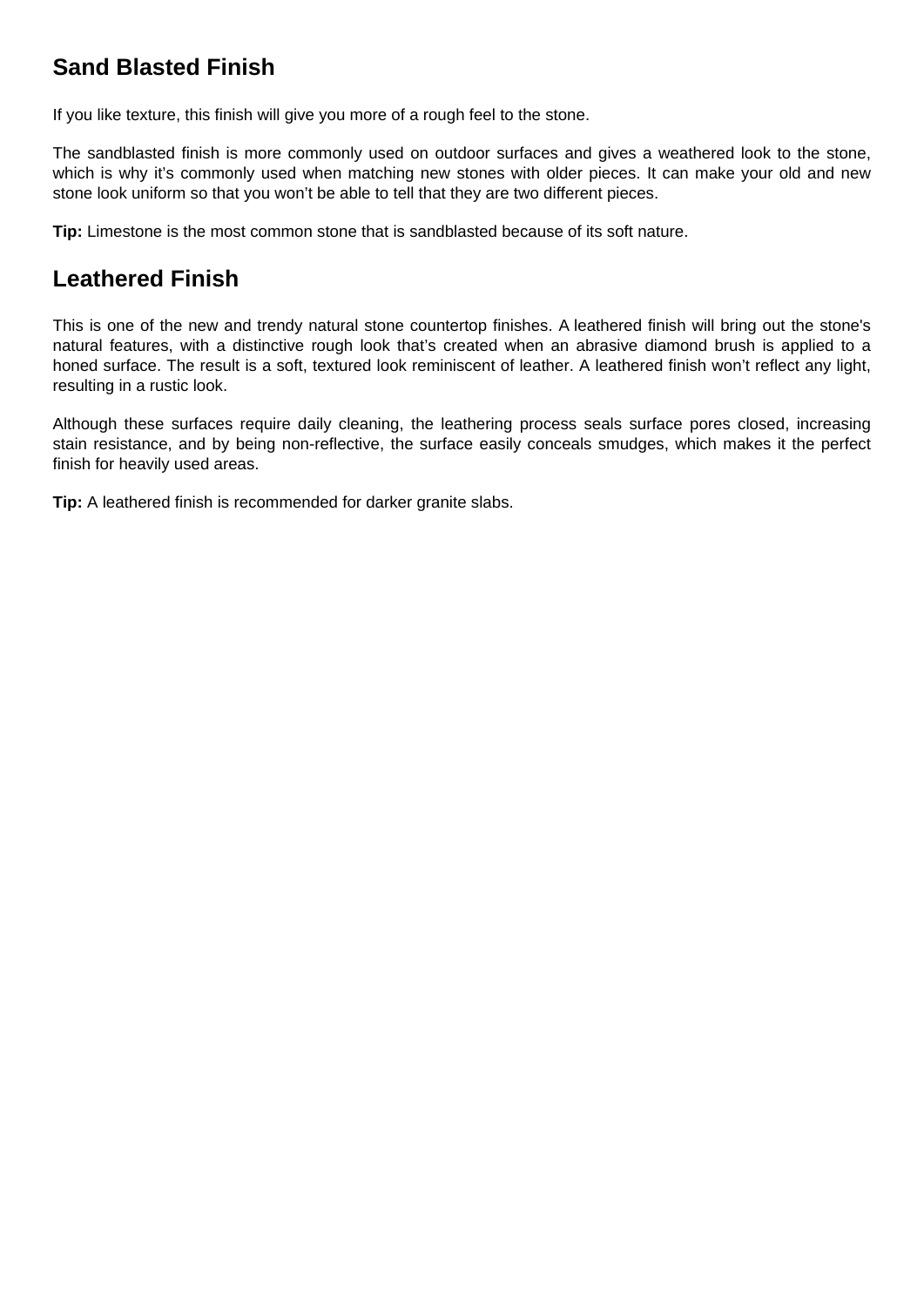## Sand Blasted Finish

If you like texture, this finish will give you more of a rough feel to the stone.

The sandblasted finish is more commonly used on outdoor surfaces and gives a weathered look to the stone, which is why it's commonly used when matching new stones with older pieces. It can make your old and new stone look uniform so that you won't be able to tell that they are two different pieces.

**Tip:** Limestone is the most common stone that is sandblasted because of its soft nature.

## Leathered Finish

This is one of the new and trendy natural stone countertop finishes. A leathered finish will bring out the stone's natural features, with a distinctive rough look that's created when an abrasive diamond brush is applied to a honed surface. The result is a soft, textured look reminiscent of leather. A leathered finish won't reflect any light, resulting in a rustic look.

Although these surfaces require daily cleaning, the leathering process seals surface pores closed, increasing stain resistance, and by being non-reflective, the surface easily conceals smudges, which makes it the perfect finish for heavily used areas.

**Tip:** A leathered finish is recommended for darker granite slabs.